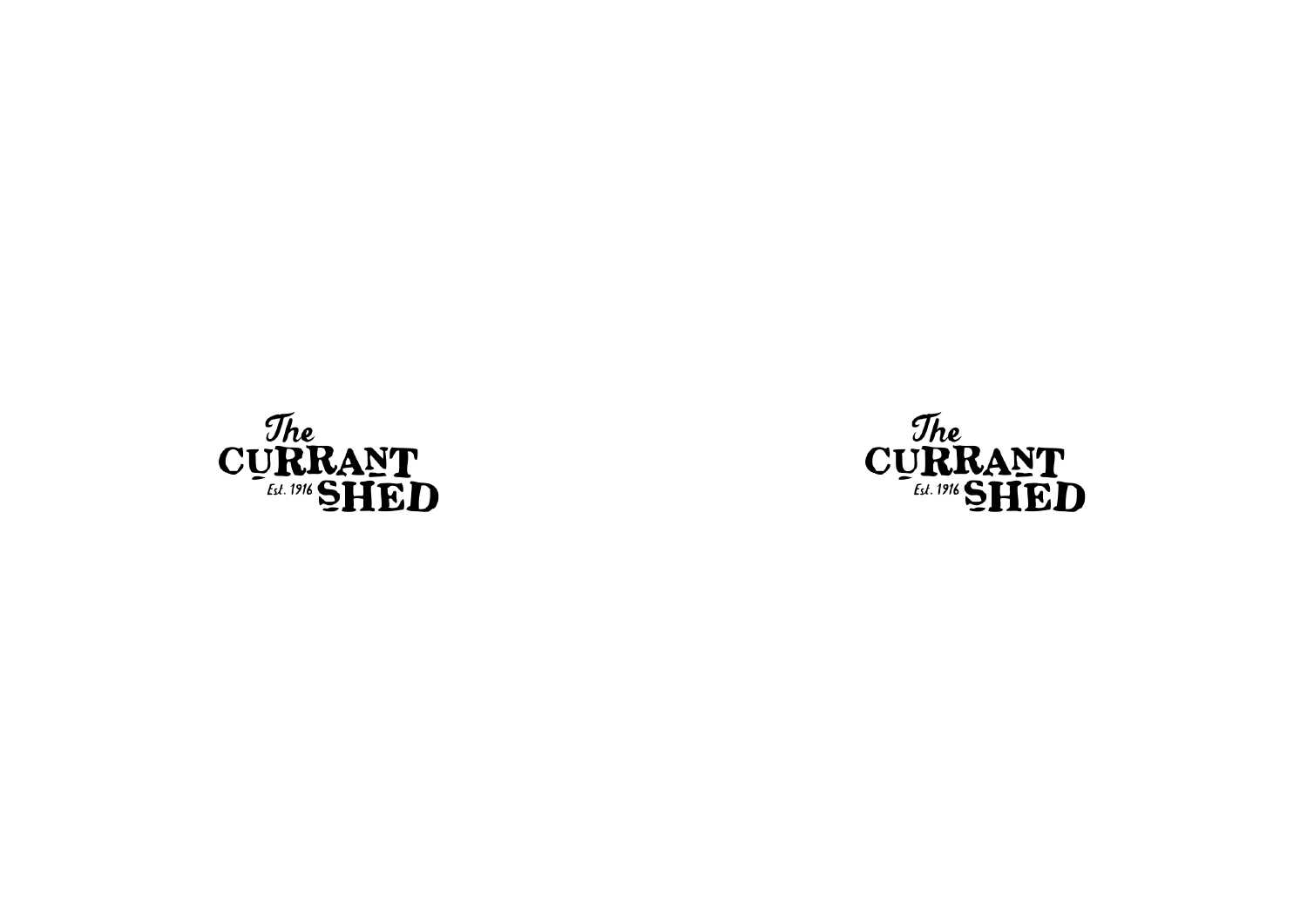The CURRANT Est. 1916 SHED

The CURRANT Est. 1916 SHED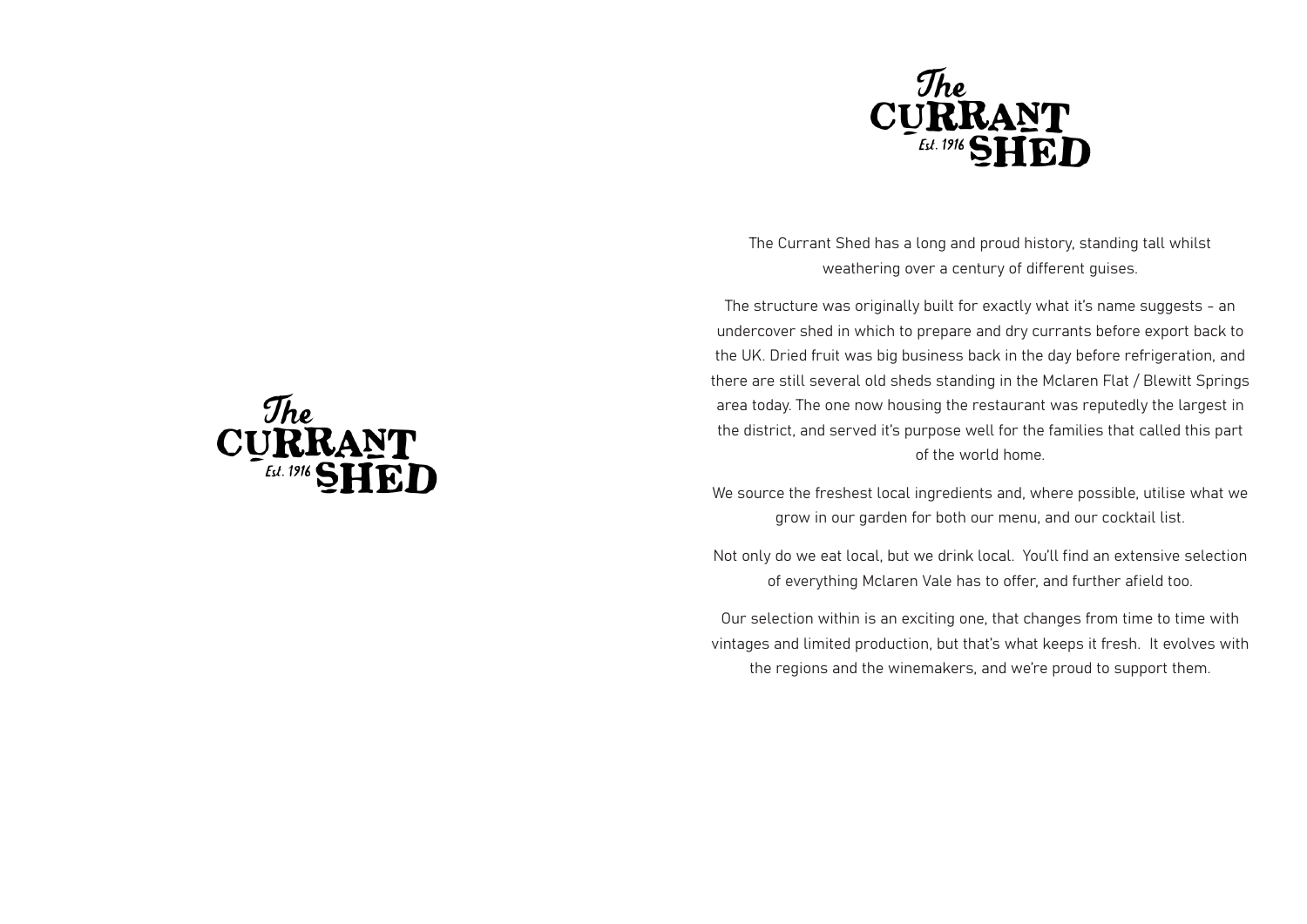The Currant Shed

Est. 1916

The Currant Shed

Est. 1916

The Currant Shed has a long and proud history, standing tall whilst weathering over a century of different guises.

The structure was originally built for exactly what it's name suggests - an undercover shed in which to prepare and dry currants before export back to the UK. Dried fruit was big business back in the day before refrigeration, and there are still several old sheds standing in the Mclaren Flat / Blewitt Springs area today. The one now housing the restaurant was reputedly the largest in the district, and served it's purpose well for the families that called this part of the world home.

We source the freshest local ingredients and, where possible, utilise what we grow in our garden for both our menu, and our cocktail list.

Not only do we eat local, but we drink local. You'll find an extensive selection of everything Mclaren Vale has to offer, and further afield too.

Our selection within is an exciting one, that changes from time to time with vintages and limited production, but that's what keeps it fresh. It evolves with the regions and the winemakers, and we're proud to support them.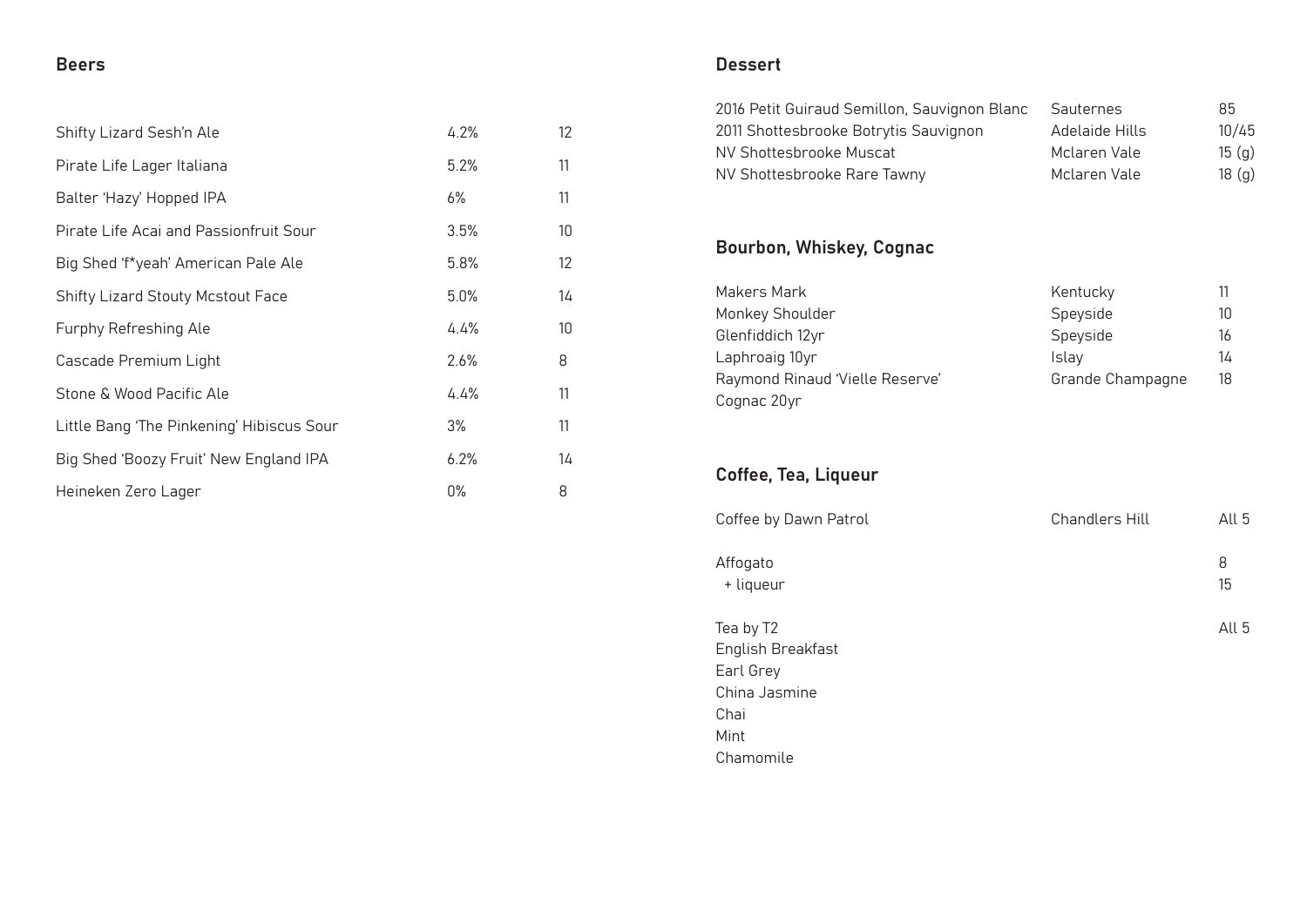## Beers

| | | |
|---|---|---|
| Shifty Lizard Sesh'n Ale | 4.2% | 12 |
| Pirate Life Lager Italiana | 5.2% | 11 |
| Balter 'Hazy' Hopped IPA | 6% | 11 |
| Pirate Life Acai and Passionfruit Sour | 3.5% | 10 |
| Big Shed 'f*yeah' American Pale Ale | 5.8% | 12 |
| Shifty Lizard Stouty Mcstout Face | 5.0% | 14 |
| Furphy Refreshing Ale | 4.4% | 10 |
| Cascade Premium Light | 2.6% | 8 |
| Stone & Wood Pacific Ale | 4.4% | 11 |
| Little Bang 'The Pinkening' Hibiscus Sour | 3% | 11 |
| Big Shed 'Boozy Fruit' New England IPA | 6.2% | 14 |
| Heineken Zero Lager | 0% | 8 |

## Dessert

| | | |
|---|---|---|
| 2016 Petit Guiraud Semillon, Sauvignon Blanc | Sauternes | 85 |
| 2011 Shottesbrooke Botrytis Sauvignon | Adelaide Hills | 10/45 |
| NV Shottesbrooke Muscat | Mclaren Vale | 15 (g) |
| NV Shottesbrooke Rare Tawny | Mclaren Vale | 18 (g) |

## Bourbon, Whiskey, Cognac

| | | |
|---|---|---|
| Makers Mark | Kentucky | 11 |
| Monkey Shoulder | Speyside | 10 |
| Glenfiddich 12yr | Speyside | 16 |
| Laphroaig 10yr | Islay | 14 |
| Raymond Rinaud 'Vielle Reserve' Cognac 20yr | Grande Champagne | 18 |

## Coffee, Tea, Liqueur

| | | |
|---|---|---|
| Coffee by Dawn Patrol | Chandlers Hill | All 5 |
| Affogato | | 8 |
| + liqueur | | 15 |
| Tea by T2 | | All 5 |

English Breakfast
Earl Grey
China Jasmine
Chai
Mint
Chamomile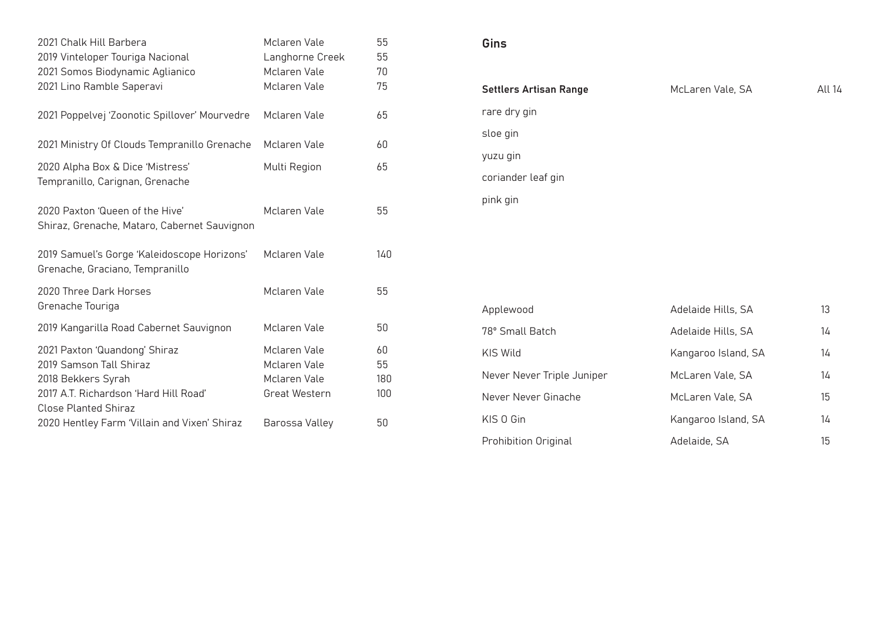| | | |
|---|---|---|
| 2021 Chalk Hill Barbera | Mclaren Vale | 55 |
| 2019 Vinteloper Touriga Nacional | Langhorne Creek | 55 |
| 2021 Somos Biodynamic Aglianico | Mclaren Vale | 70 |
| 2021 Lino Ramble Saperavi | Mclaren Vale | 75 |
| 2021 Poppelvej 'Zoonotic Spillover' Mourvedre | Mclaren Vale | 65 |
| 2021 Ministry Of Clouds Tempranillo Grenache | Mclaren Vale | 60 |
| 2020 Alpha Box & Dice 'Mistress' Tempranillo, Carignan, Grenache | Multi Region | 65 |
| 2020 Paxton 'Queen of the Hive' Shiraz, Grenache, Mataro, Cabernet Sauvignon | Mclaren Vale | 55 |
| 2019 Samuel's Gorge 'Kaleidoscope Horizons' Grenache, Graciano, Tempranillo | Mclaren Vale | 140 |
| 2020 Three Dark Horses Grenache Touriga | Mclaren Vale | 55 |
| 2019 Kangarilla Road Cabernet Sauvignon | Mclaren Vale | 50 |
| 2021 Paxton 'Quandong' Shiraz | Mclaren Vale | 60 |
| 2019 Samson Tall Shiraz | Mclaren Vale | 55 |
| 2018 Bekkers Syrah | Mclaren Vale | 180 |
| 2017 A.T. Richardson 'Hard Hill Road' Close Planted Shiraz | Great Western | 100 |
| 2020 Hentley Farm 'Villain and Vixen' Shiraz | Barossa Valley | 50 |

## Gins

| | | |
|---|---|---|
| **Settlers Artisan Range** | McLaren Vale, SA | All 14 |
| rare dry gin | | |
| sloe gin | | |
| yuzu gin | | |
| coriander leaf gin | | |
| pink gin | | |

| | | |
|---|---|---|
| Applewood | Adelaide Hills, SA | 13 |
| 78° Small Batch | Adelaide Hills, SA | 14 |
| KIS Wild | Kangaroo Island, SA | 14 |
| Never Never Triple Juniper | McLaren Vale, SA | 14 |
| Never Never Ginache | McLaren Vale, SA | 15 |
| KIS O Gin | Kangaroo Island, SA | 14 |
| Prohibition Original | Adelaide, SA | 15 |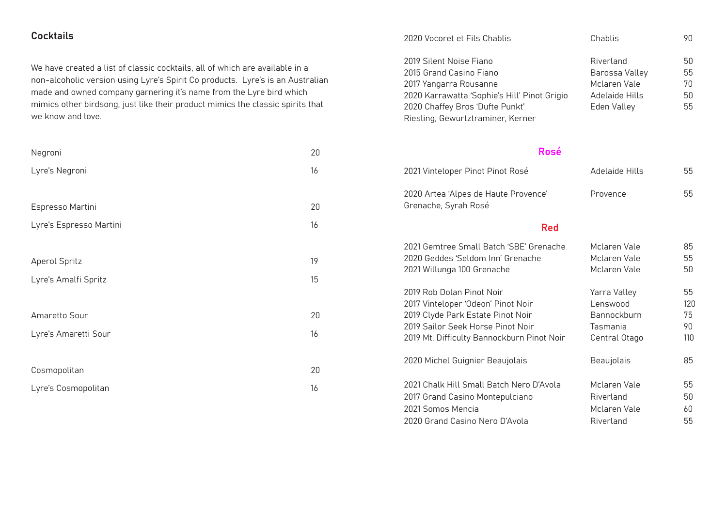## Cocktails

We have created a list of classic cocktails, all of which are available in a non-alcoholic version using Lyre's Spirit Co products. Lyre's is an Australian made and owned company garnering it's name from the Lyre bird which mimics other birdsong, just like their product mimics the classic spirits that we know and love.

| Cocktail | Price |
|---|---|
| Negroni | 20 |
| Lyre's Negroni | 16 |
| Espresso Martini | 20 |
| Lyre's Espresso Martini | 16 |
| Aperol Spritz | 19 |
| Lyre's Amalfi Spritz | 15 |
| Amaretto Sour | 20 |
| Lyre's Amaretti Sour | 16 |
| Cosmopolitan | 20 |
| Lyre's Cosmopolitan | 16 |

| Wine | Region | Price |
|---|---|---|
| 2020 Vocoret et Fils Chablis | Chablis | 90 |
| 2019 Silent Noise Fiano | Riverland | 50 |
| 2015 Grand Casino Fiano | Barossa Valley | 55 |
| 2017 Yangarra Rousanne | Mclaren Vale | 70 |
| 2020 Karrawatta 'Sophie's Hill' Pinot Grigio | Adelaide Hills | 50 |
| 2020 Chaffey Bros 'Dufte Punkt' Riesling, Gewurtztraminer, Kerner | Eden Valley | 55 |

## Rosé

| Wine | Region | Price |
|---|---|---|
| 2021 Vinteloper Pinot Pinot Rosé | Adelaide Hills | 55 |
| 2020 Artea 'Alpes de Haute Provence' Grenache, Syrah Rosé | Provence | 55 |

## Red

| Wine | Region | Price |
|---|---|---|
| 2021 Gemtree Small Batch 'SBE' Grenache | Mclaren Vale | 85 |
| 2020 Geddes 'Seldom Inn' Grenache | Mclaren Vale | 55 |
| 2021 Willunga 100 Grenache | Mclaren Vale | 50 |
| 2019 Rob Dolan Pinot Noir | Yarra Valley | 55 |
| 2017 Vinteloper 'Odeon' Pinot Noir | Lenswood | 120 |
| 2019 Clyde Park Estate Pinot Noir | Bannockburn | 75 |
| 2019 Sailor Seek Horse Pinot Noir | Tasmania | 90 |
| 2019 Mt. Difficulty Bannockburn Pinot Noir | Central Otago | 110 |
| 2020 Michel Guignier Beaujolais | Beaujolais | 85 |
| 2021 Chalk Hill Small Batch Nero D'Avola | Mclaren Vale | 55 |
| 2017 Grand Casino Montepulciano | Riverland | 50 |
| 2021 Somos Mencia | Mclaren Vale | 60 |
| 2020 Grand Casino Nero D'Avola | Riverland | 55 |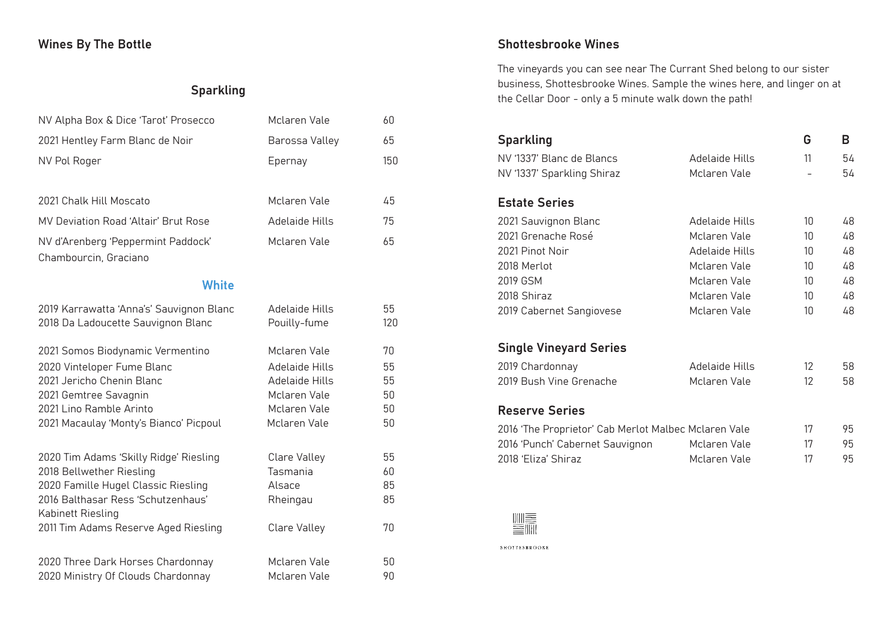## Wines By The Bottle

### Sparkling

| | | |
|---|---|---|
| NV Alpha Box & Dice 'Tarot' Prosecco | Mclaren Vale | 60 |
| 2021 Hentley Farm Blanc de Noir | Barossa Valley | 65 |
| NV Pol Roger | Epernay | 150 |
| 2021 Chalk Hill Moscato | Mclaren Vale | 45 |
| MV Deviation Road 'Altair' Brut Rose | Adelaide Hills | 75 |
| NV d'Arenberg 'Peppermint Paddock' Chambourcin, Graciano | Mclaren Vale | 65 |

### White

| | | |
|---|---|---|
| 2019 Karrawatta 'Anna's' Sauvignon Blanc | Adelaide Hills | 55 |
| 2018 Da Ladoucette Sauvignon Blanc | Pouilly-fume | 120 |
| 2021 Somos Biodynamic Vermentino | Mclaren Vale | 70 |
| 2020 Vinteloper Fume Blanc | Adelaide Hills | 55 |
| 2021 Jericho Chenin Blanc | Adelaide Hills | 55 |
| 2021 Gemtree Savagnin | Mclaren Vale | 50 |
| 2021 Lino Ramble Arinto | Mclaren Vale | 50 |
| 2021 Macaulay 'Monty's Bianco' Picpoul | Mclaren Vale | 50 |
| 2020 Tim Adams 'Skilly Ridge' Riesling | Clare Valley | 55 |
| 2018 Bellwether Riesling | Tasmania | 60 |
| 2020 Famille Hugel Classic Riesling | Alsace | 85 |
| 2016 Balthasar Ress 'Schutzenhaus' Kabinett Riesling | Rheingau | 85 |
| 2011 Tim Adams Reserve Aged Riesling | Clare Valley | 70 |
| 2020 Three Dark Horses Chardonnay | Mclaren Vale | 50 |
| 2020 Ministry Of Clouds Chardonnay | Mclaren Vale | 90 |

## Shottesbrooke Wines

The vineyards you can see near The Currant Shed belong to our sister business, Shottesbrooke Wines. Sample the wines here, and linger on at the Cellar Door - only a 5 minute walk down the path!

| Sparkling | | G | B |
|---|---|---|---|
| NV '1337' Blanc de Blancs | Adelaide Hills | 11 | 54 |
| NV '1337' Sparkling Shiraz | Mclaren Vale | - | 54 |
| **Estate Series** | | | |
| 2021 Sauvignon Blanc | Adelaide Hills | 10 | 48 |
| 2021 Grenache Rosé | Mclaren Vale | 10 | 48 |
| 2021 Pinot Noir | Adelaide Hills | 10 | 48 |
| 2018 Merlot | Mclaren Vale | 10 | 48 |
| 2019 GSM | Mclaren Vale | 10 | 48 |
| 2018 Shiraz | Mclaren Vale | 10 | 48 |
| 2019 Cabernet Sangiovese | Mclaren Vale | 10 | 48 |
| **Single Vineyard Series** | | | |
| 2019 Chardonnay | Adelaide Hills | 12 | 58 |
| 2019 Bush Vine Grenache | Mclaren Vale | 12 | 58 |
| **Reserve Series** | | | |
| 2016 'The Proprietor' Cab Merlot Malbec | Mclaren Vale | 17 | 95 |
| 2016 'Punch' Cabernet Sauvignon | Mclaren Vale | 17 | 95 |
| 2018 'Eliza' Shiraz | Mclaren Vale | 17 | 95 |

SHOTTESBROOKE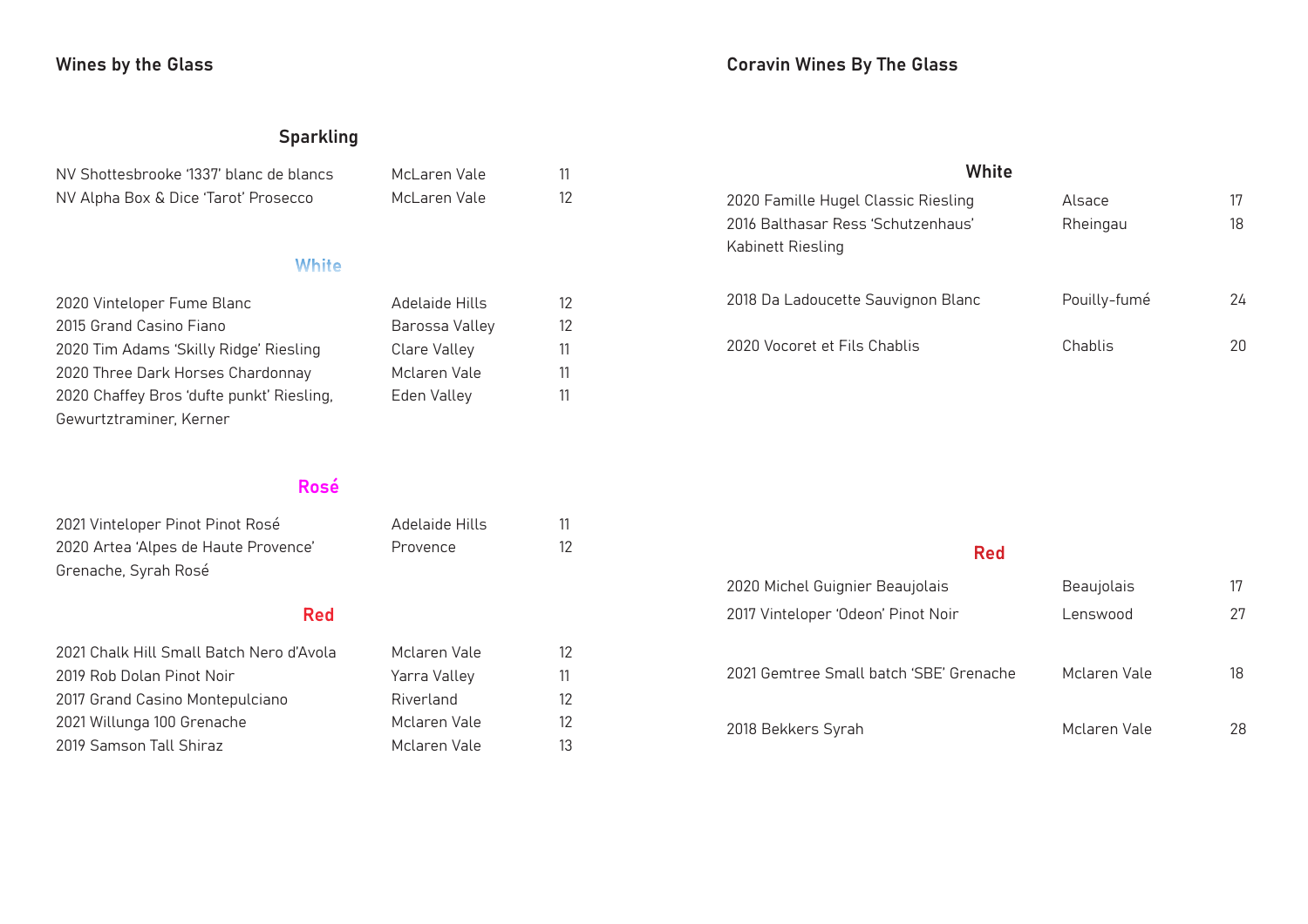## Wines by the Glass

### Sparkling

| | | |
|---|---|---|
| NV Shottesbrooke '1337' blanc de blancs | McLaren Vale | 11 |
| NV Alpha Box & Dice 'Tarot' Prosecco | McLaren Vale | 12 |

### White

| | | |
|---|---|---|
| 2020 Vinteloper Fume Blanc | Adelaide Hills | 12 |
| 2015 Grand Casino Fiano | Barossa Valley | 12 |
| 2020 Tim Adams 'Skilly Ridge' Riesling | Clare Valley | 11 |
| 2020 Three Dark Horses Chardonnay | Mclaren Vale | 11 |
| 2020 Chaffey Bros 'dufte punkt' Riesling, Gewurtztraminer, Kerner | Eden Valley | 11 |

### Rosé

| | | |
|---|---|---|
| 2021 Vinteloper Pinot Pinot Rosé | Adelaide Hills | 11 |
| 2020 Artea 'Alpes de Haute Provence' Grenache, Syrah Rosé | Provence | 12 |

### Red

| | | |
|---|---|---|
| 2021 Chalk Hill Small Batch Nero d'Avola | Mclaren Vale | 12 |
| 2019 Rob Dolan Pinot Noir | Yarra Valley | 11 |
| 2017 Grand Casino Montepulciano | Riverland | 12 |
| 2021 Willunga 100 Grenache | Mclaren Vale | 12 |
| 2019 Samson Tall Shiraz | Mclaren Vale | 13 |

## Coravin Wines By The Glass

### White

| | | |
|---|---|---|
| 2020 Famille Hugel Classic Riesling | Alsace | 17 |
| 2016 Balthasar Ress 'Schutzenhaus' Kabinett Riesling | Rheingau | 18 |
| 2018 Da Ladoucette Sauvignon Blanc | Pouilly-fumé | 24 |
| 2020 Vocoret et Fils Chablis | Chablis | 20 |

### Red

| | | |
|---|---|---|
| 2020 Michel Guignier Beaujolais | Beaujolais | 17 |
| 2017 Vinteloper 'Odeon' Pinot Noir | Lenswood | 27 |
| 2021 Gemtree Small batch 'SBE' Grenache | Mclaren Vale | 18 |
| 2018 Bekkers Syrah | Mclaren Vale | 28 |